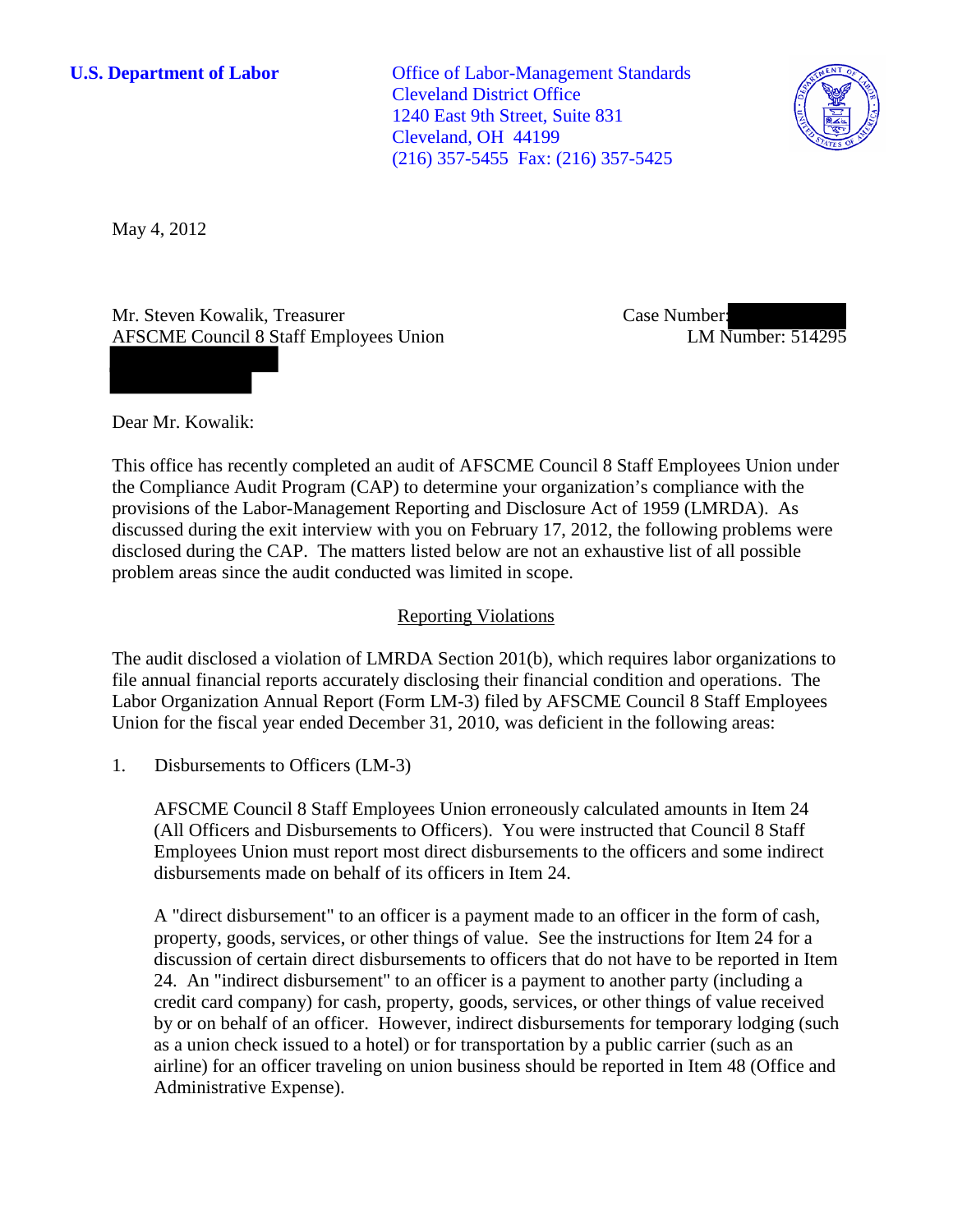**U.S. Department of Labor**

Office of Labor-Management Standards
Cleveland District Office
1240 East 9th Street, Suite 831
Cleveland, OH 44199
(216) 357-5455 Fax: (216) 357-5425

May 4, 2012

Mr. Steven Kowalik, Treasurer
AFSCME Council 8 Staff Employees Union

Case Number:
LM Number: 514295

Dear Mr. Kowalik:

This office has recently completed an audit of AFSCME Council 8 Staff Employees Union under the Compliance Audit Program (CAP) to determine your organization's compliance with the provisions of the Labor-Management Reporting and Disclosure Act of 1959 (LMRDA). As discussed during the exit interview with you on February 17, 2012, the following problems were disclosed during the CAP. The matters listed below are not an exhaustive list of all possible problem areas since the audit conducted was limited in scope.

## Reporting Violations

The audit disclosed a violation of LMRDA Section 201(b), which requires labor organizations to file annual financial reports accurately disclosing their financial condition and operations. The Labor Organization Annual Report (Form LM-3) filed by AFSCME Council 8 Staff Employees Union for the fiscal year ended December 31, 2010, was deficient in the following areas:

1. Disbursements to Officers (LM-3)

   AFSCME Council 8 Staff Employees Union erroneously calculated amounts in Item 24 (All Officers and Disbursements to Officers). You were instructed that Council 8 Staff Employees Union must report most direct disbursements to the officers and some indirect disbursements made on behalf of its officers in Item 24.

   A "direct disbursement" to an officer is a payment made to an officer in the form of cash, property, goods, services, or other things of value. See the instructions for Item 24 for a discussion of certain direct disbursements to officers that do not have to be reported in Item 24. An "indirect disbursement" to an officer is a payment to another party (including a credit card company) for cash, property, goods, services, or other things of value received by or on behalf of an officer. However, indirect disbursements for temporary lodging (such as a union check issued to a hotel) or for transportation by a public carrier (such as an airline) for an officer traveling on union business should be reported in Item 48 (Office and Administrative Expense).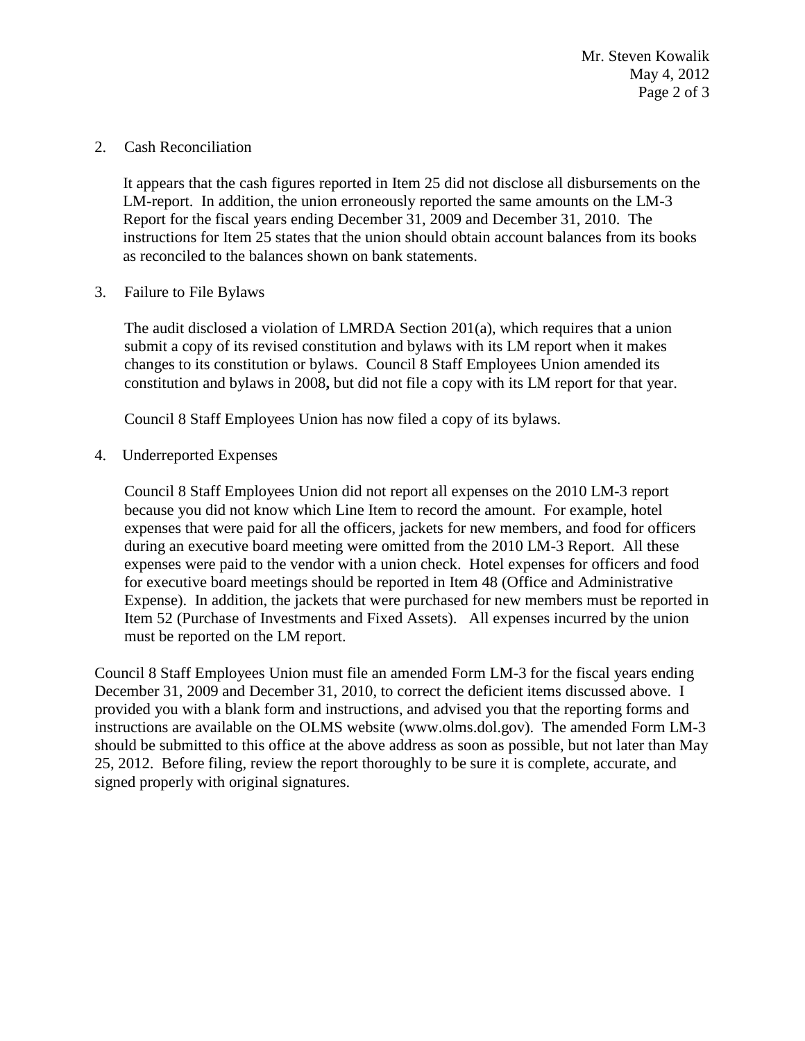2. Cash Reconciliation

   It appears that the cash figures reported in Item 25 did not disclose all disbursements on the LM-report. In addition, the union erroneously reported the same amounts on the LM-3 Report for the fiscal years ending December 31, 2009 and December 31, 2010. The instructions for Item 25 states that the union should obtain account balances from its books as reconciled to the balances shown on bank statements.

3. Failure to File Bylaws

   The audit disclosed a violation of LMRDA Section 201(a), which requires that a union submit a copy of its revised constitution and bylaws with its LM report when it makes changes to its constitution or bylaws. Council 8 Staff Employees Union amended its constitution and bylaws in 2008**,** but did not file a copy with its LM report for that year.

   Council 8 Staff Employees Union has now filed a copy of its bylaws.

4. Underreported Expenses

   Council 8 Staff Employees Union did not report all expenses on the 2010 LM-3 report because you did not know which Line Item to record the amount. For example, hotel expenses that were paid for all the officers, jackets for new members, and food for officers during an executive board meeting were omitted from the 2010 LM-3 Report. All these expenses were paid to the vendor with a union check. Hotel expenses for officers and food for executive board meetings should be reported in Item 48 (Office and Administrative Expense). In addition, the jackets that were purchased for new members must be reported in Item 52 (Purchase of Investments and Fixed Assets). All expenses incurred by the union must be reported on the LM report.

Council 8 Staff Employees Union must file an amended Form LM-3 for the fiscal years ending December 31, 2009 and December 31, 2010, to correct the deficient items discussed above. I provided you with a blank form and instructions, and advised you that the reporting forms and instructions are available on the OLMS website (www.olms.dol.gov). The amended Form LM-3 should be submitted to this office at the above address as soon as possible, but not later than May 25, 2012. Before filing, review the report thoroughly to be sure it is complete, accurate, and signed properly with original signatures.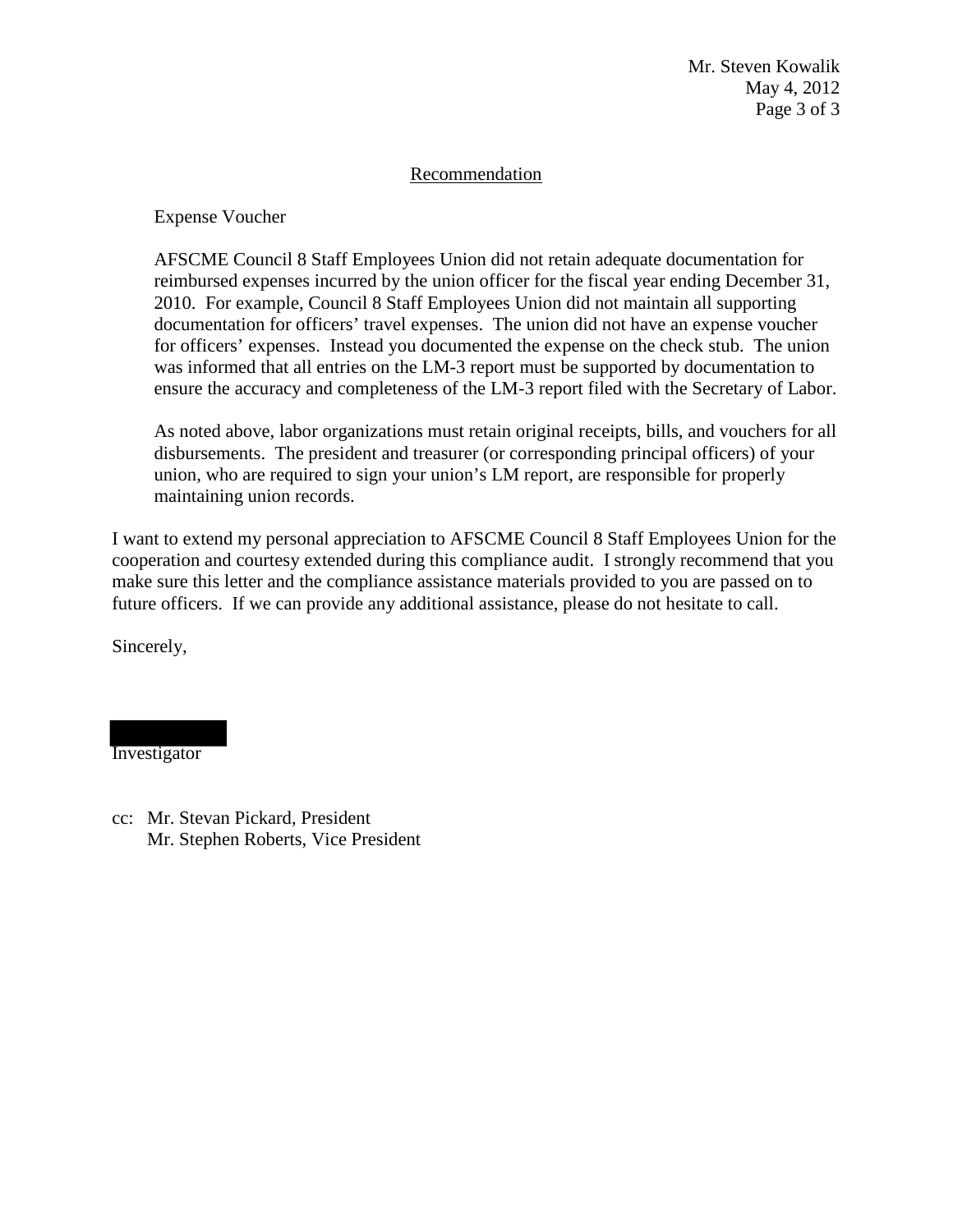## Recommendation

Expense Voucher

AFSCME Council 8 Staff Employees Union did not retain adequate documentation for reimbursed expenses incurred by the union officer for the fiscal year ending December 31, 2010. For example, Council 8 Staff Employees Union did not maintain all supporting documentation for officers' travel expenses. The union did not have an expense voucher for officers' expenses. Instead you documented the expense on the check stub. The union was informed that all entries on the LM-3 report must be supported by documentation to ensure the accuracy and completeness of the LM-3 report filed with the Secretary of Labor.

As noted above, labor organizations must retain original receipts, bills, and vouchers for all disbursements. The president and treasurer (or corresponding principal officers) of your union, who are required to sign your union's LM report, are responsible for properly maintaining union records.

I want to extend my personal appreciation to AFSCME Council 8 Staff Employees Union for the cooperation and courtesy extended during this compliance audit. I strongly recommend that you make sure this letter and the compliance assistance materials provided to you are passed on to future officers. If we can provide any additional assistance, please do not hesitate to call.

Sincerely,

Investigator

cc: Mr. Stevan Pickard, President
Mr. Stephen Roberts, Vice President